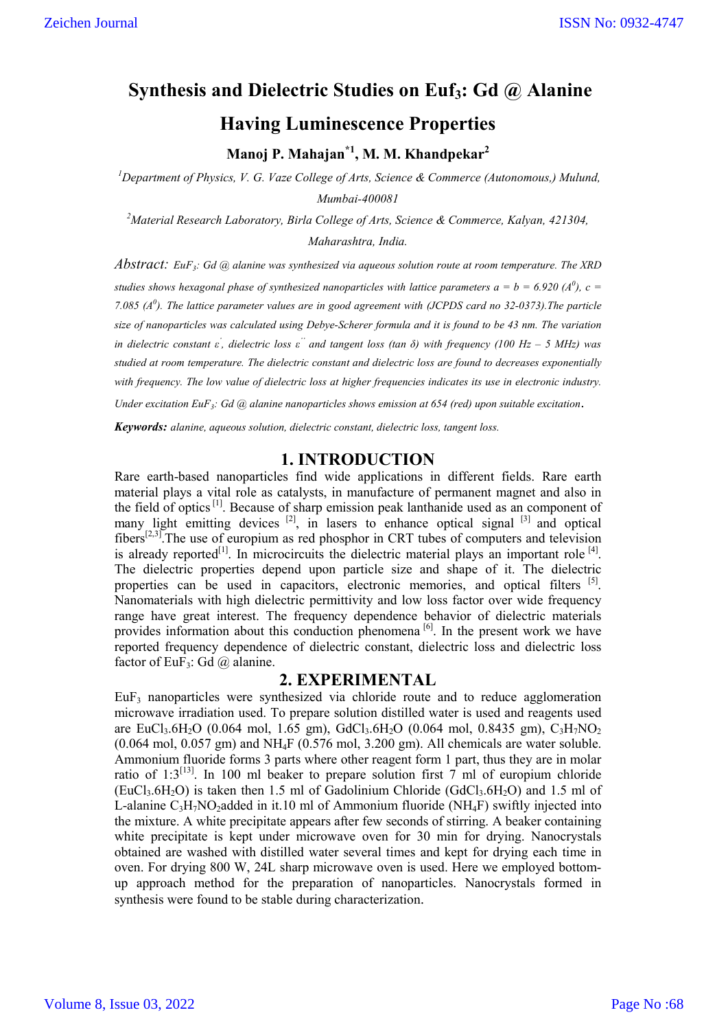# Synthesis and Dielectric Studies on Euf$_3$: Gd @ Alanine Having Luminescence Properties

**Manoj P. Mahajan[*1], M. M. Khandpekar[2]**

[1]*Department of Physics, V. G. Vaze College of Arts, Science & Commerce (Autonomous,) Mulund, Mumbai-400081*

[2]*Material Research Laboratory, Birla College of Arts, Science & Commerce, Kalyan, 421304, Maharashtra, India.*

*Abstract: $EuF_3$: Gd @ alanine was synthesized via aqueous solution route at room temperature. The XRD studies shows hexagonal phase of synthesized nanoparticles with lattice parameters a = b = 6.920 ($A^0$), c = 7.085 ($A^0$). The lattice parameter values are in good agreement with (JCPDS card no 32-0373).The particle size of nanoparticles was calculated using Debye-Scherer formula and it is found to be 43 nm. The variation in dielectric constant ε΄, dielectric loss ε΄΄ and tangent loss (tan δ) with frequency (100 Hz – 5 MHz) was studied at room temperature. The dielectric constant and dielectric loss are found to decreases exponentially with frequency. The low value of dielectric loss at higher frequencies indicates its use in electronic industry. Under excitation $EuF_3$: Gd @ alanine nanoparticles shows emission at 654 (red) upon suitable excitation.*

***Keywords:*** *alanine, aqueous solution, dielectric constant, dielectric loss, tangent loss.*

## 1. INTRODUCTION

Rare earth-based nanoparticles find wide applications in different fields. Rare earth material plays a vital role as catalysts, in manufacture of permanent magnet and also in the field of optics [1]. Because of sharp emission peak lanthanide used as an component of many light emitting devices [2], in lasers to enhance optical signal [3] and optical fibers[2,3].The use of europium as red phosphor in CRT tubes of computers and television is already reported[1]. In microcircuits the dielectric material plays an important role [4]. The dielectric properties depend upon particle size and shape of it. The dielectric properties can be used in capacitors, electronic memories, and optical filters [5]. Nanomaterials with high dielectric permittivity and low loss factor over wide frequency range have great interest. The frequency dependence behavior of dielectric materials provides information about this conduction phenomena [6]. In the present work we have reported frequency dependence of dielectric constant, dielectric loss and dielectric loss factor of $EuF_3$: Gd @ alanine.

## 2. EXPERIMENTAL

$EuF_3$ nanoparticles were synthesized via chloride route and to reduce agglomeration microwave irradiation used. To prepare solution distilled water is used and reagents used are $EuCl_3.6H_2O$ (0.064 mol, 1.65 gm), $GdCl_3.6H_2O$ (0.064 mol, 0.8435 gm), $C_3H_7NO_2$ (0.064 mol, 0.057 gm) and $NH_4F$ (0.576 mol, 3.200 gm). All chemicals are water soluble. Ammonium fluoride forms 3 parts where other reagent form 1 part, thus they are in molar ratio of 1:3[13]. In 100 ml beaker to prepare solution first 7 ml of europium chloride ($EuCl_3.6H_2O$) is taken then 1.5 ml of Gadolinium Chloride ($GdCl_3.6H_2O$) and 1.5 ml of L-alanine $C_3H_7NO_2$added in it.10 ml of Ammonium fluoride ($NH_4F$) swiftly injected into the mixture. A white precipitate appears after few seconds of stirring. A beaker containing white precipitate is kept under microwave oven for 30 min for drying. Nanocrystals obtained are washed with distilled water several times and kept for drying each time in oven. For drying 800 W, 24L sharp microwave oven is used. Here we employed bottom-up approach method for the preparation of nanoparticles. Nanocrystals formed in synthesis were found to be stable during characterization.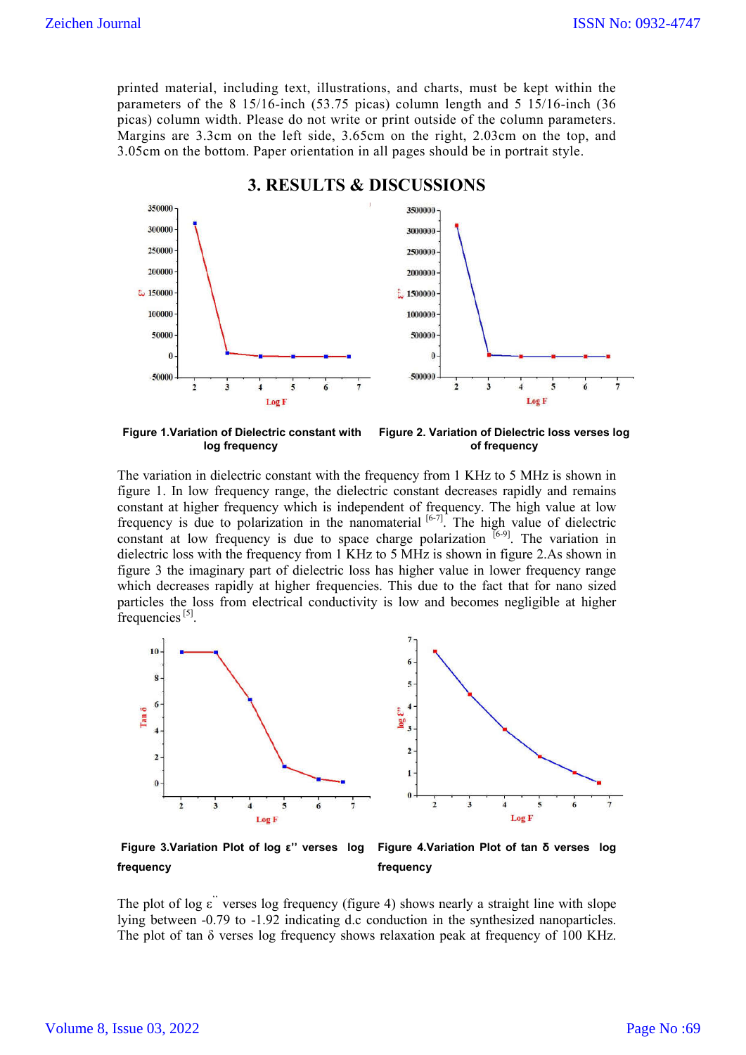printed material, including text, illustrations, and charts, must be kept within the parameters of the 8 15/16-inch (53.75 picas) column length and 5 15/16-inch (36 picas) column width. Please do not write or print outside of the column parameters. Margins are 3.3cm on the left side, 3.65cm on the right, 2.03cm on the top, and 3.05cm on the bottom. Paper orientation in all pages should be in portrait style.

## 3. RESULTS & DISCUSSIONS

**Figure 1.Variation of Dielectric constant with log frequency**

**Figure 2. Variation of Dielectric loss verses log of frequency**

The variation in dielectric constant with the frequency from 1 KHz to 5 MHz is shown in figure 1. In low frequency range, the dielectric constant decreases rapidly and remains constant at higher frequency which is independent of frequency. The high value at low frequency is due to polarization in the nanomaterial [6-7]. The high value of dielectric constant at low frequency is due to space charge polarization [6-9]. The variation in dielectric loss with the frequency from 1 KHz to 5 MHz is shown in figure 2.As shown in figure 3 the imaginary part of dielectric loss has higher value in lower frequency range which decreases rapidly at higher frequencies. This due to the fact that for nano sized particles the loss from electrical conductivity is low and becomes negligible at higher frequencies [5].

**Figure 3.Variation Plot of log ε'' verses log frequency**

**Figure 4.Variation Plot of tan δ verses log frequency**

The plot of log ε'' verses log frequency (figure 4) shows nearly a straight line with slope lying between -0.79 to -1.92 indicating d.c conduction in the synthesized nanoparticles. The plot of tan δ verses log frequency shows relaxation peak at frequency of 100 KHz.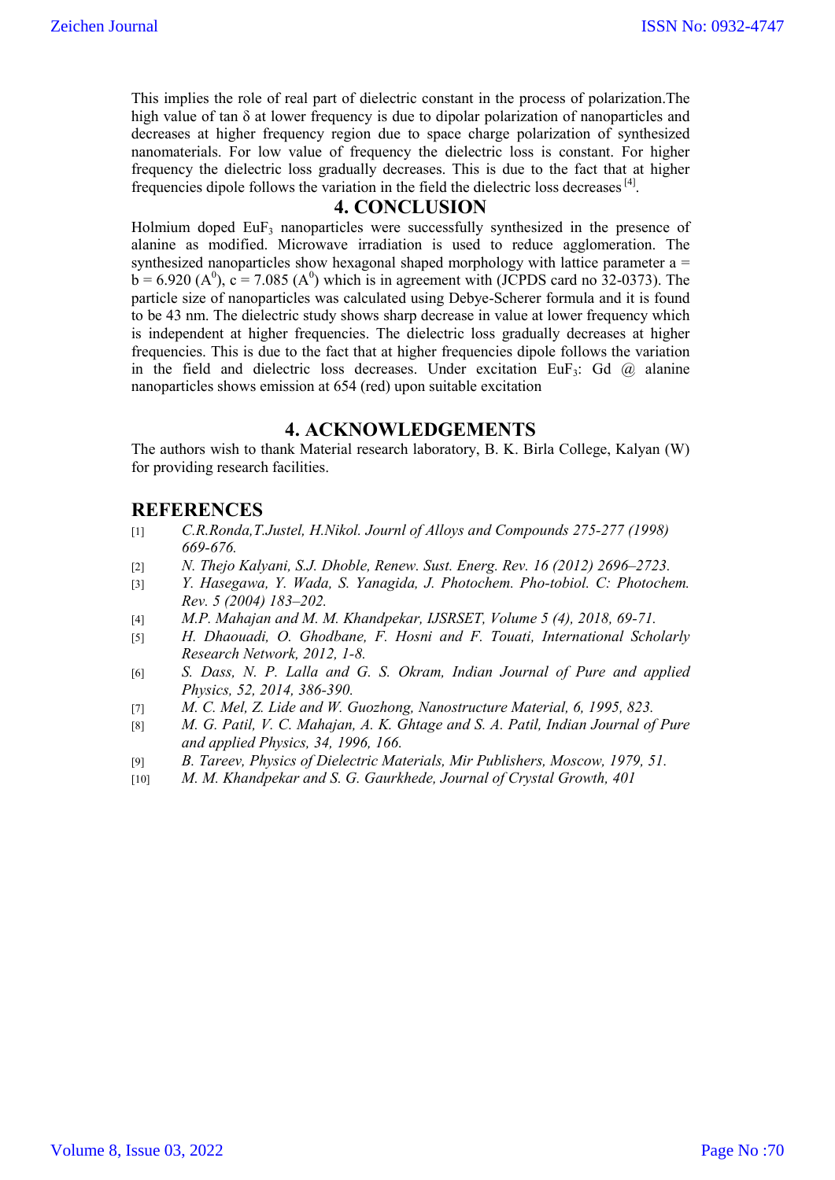This implies the role of real part of dielectric constant in the process of polarization.The high value of tan δ at lower frequency is due to dipolar polarization of nanoparticles and decreases at higher frequency region due to space charge polarization of synthesized nanomaterials. For low value of frequency the dielectric loss is constant. For higher frequency the dielectric loss gradually decreases. This is due to the fact that at higher frequencies dipole follows the variation in the field the dielectric loss decreases [4].

## 4. CONCLUSION

Holmium doped $EuF_3$ nanoparticles were successfully synthesized in the presence of alanine as modified. Microwave irradiation is used to reduce agglomeration. The synthesized nanoparticles show hexagonal shaped morphology with lattice parameter a = b = 6.920 ($A^0$), c = 7.085 ($A^0$) which is in agreement with (JCPDS card no 32-0373). The particle size of nanoparticles was calculated using Debye-Scherer formula and it is found to be 43 nm. The dielectric study shows sharp decrease in value at lower frequency which is independent at higher frequencies. The dielectric loss gradually decreases at higher frequencies. This is due to the fact that at higher frequencies dipole follows the variation in the field and dielectric loss decreases. Under excitation $EuF_3$: Gd @ alanine nanoparticles shows emission at 654 (red) upon suitable excitation

## 4. ACKNOWLEDGEMENTS

The authors wish to thank Material research laboratory, B. K. Birla College, Kalyan (W) for providing research facilities.

## REFERENCES

[1] *C.R.Ronda,T.Justel, H.Nikol. Journl of Alloys and Compounds 275-277 (1998) 669-676.*

[2] *N. Thejo Kalyani, S.J. Dhoble, Renew. Sust. Energ. Rev. 16 (2012) 2696–2723.*

[3] *Y. Hasegawa, Y. Wada, S. Yanagida, J. Photochem. Pho-tobiol. C: Photochem. Rev. 5 (2004) 183–202.*

[4] *M.P. Mahajan and M. M. Khandpekar, IJSRSET, Volume 5 (4), 2018, 69-71.*

[5] *H. Dhaouadi, O. Ghodbane, F. Hosni and F. Touati, International Scholarly Research Network, 2012, 1-8.*

[6] *S. Dass, N. P. Lalla and G. S. Okram, Indian Journal of Pure and applied Physics, 52, 2014, 386-390.*

[7] *M. C. Mel, Z. Lide and W. Guozhong, Nanostructure Material, 6, 1995, 823.*

[8] *M. G. Patil, V. C. Mahajan, A. K. Ghtage and S. A. Patil, Indian Journal of Pure and applied Physics, 34, 1996, 166.*

[9] *B. Tareev, Physics of Dielectric Materials, Mir Publishers, Moscow, 1979, 51.*

[10] *M. M. Khandpekar and S. G. Gaurkhede, Journal of Crystal Growth, 401*